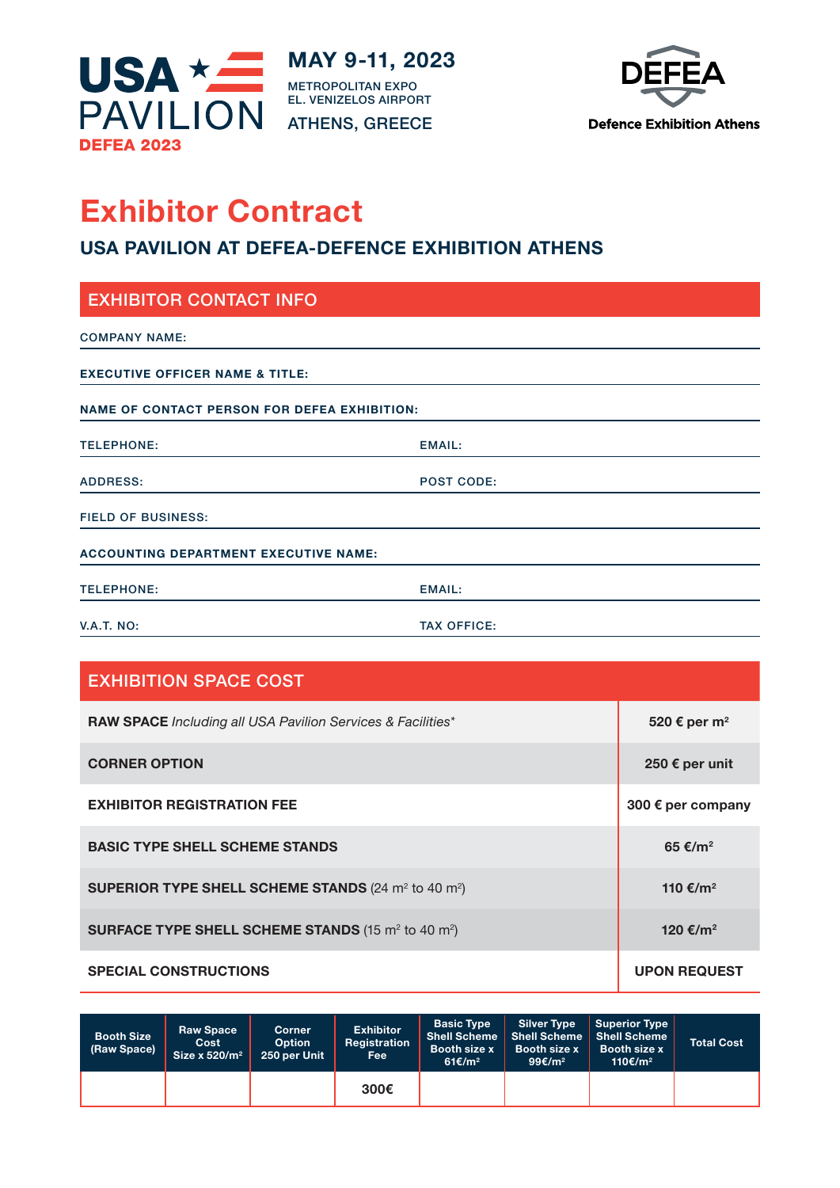USA ★ PAVILION
DEFEA 2023

**MAY 9-11, 2023**
METROPOLITAN EXPO
EL. VENIZELOS AIRPORT
ATHENS, GREECE

DEFEA
Defence Exhibition Athens

# Exhibitor Contract

## USA PAVILION AT DEFEA-DEFENCE EXHIBITION ATHENS

### EXHIBITOR CONTACT INFO

COMPANY NAME:

EXECUTIVE OFFICER NAME & TITLE:

NAME OF CONTACT PERSON FOR DEFEA EXHIBITION:

TELEPHONE: EMAIL:

ADDRESS: POST CODE:

FIELD OF BUSINESS:

ACCOUNTING DEPARTMENT EXECUTIVE NAME:

TELEPHONE: EMAIL:

V.A.T. NO: TAX OFFICE:

### EXHIBITION SPACE COST

| Item | Cost |
|---|---|
| **RAW SPACE** *Including all USA Pavilion Services & Facilities** | **520 € per m²** |
| **CORNER OPTION** | **250 € per unit** |
| **EXHIBITOR REGISTRATION FEE** | **300 € per company** |
| **BASIC TYPE SHELL SCHEME STANDS** | **65 €/m²** |
| **SUPERIOR TYPE SHELL SCHEME STANDS** (24 m² to 40 m²) | **110 €/m²** |
| **SURFACE TYPE SHELL SCHEME STANDS** (15 m² to 40 m²) | **120 €/m²** |
| **SPECIAL CONSTRUCTIONS** | **UPON REQUEST** |

| Booth Size (Raw Space) | Raw Space Cost Size x 520/m² | Corner Option 250 per Unit | Exhibitor Registration Fee | Basic Type Shell Scheme Booth size x 61€/m² | Silver Type Shell Scheme Booth size x 99€/m² | Superior Type Shell Scheme Booth size x 110€/m² | Total Cost |
|---|---|---|---|---|---|---|---|
| | | | 300€ | | | | |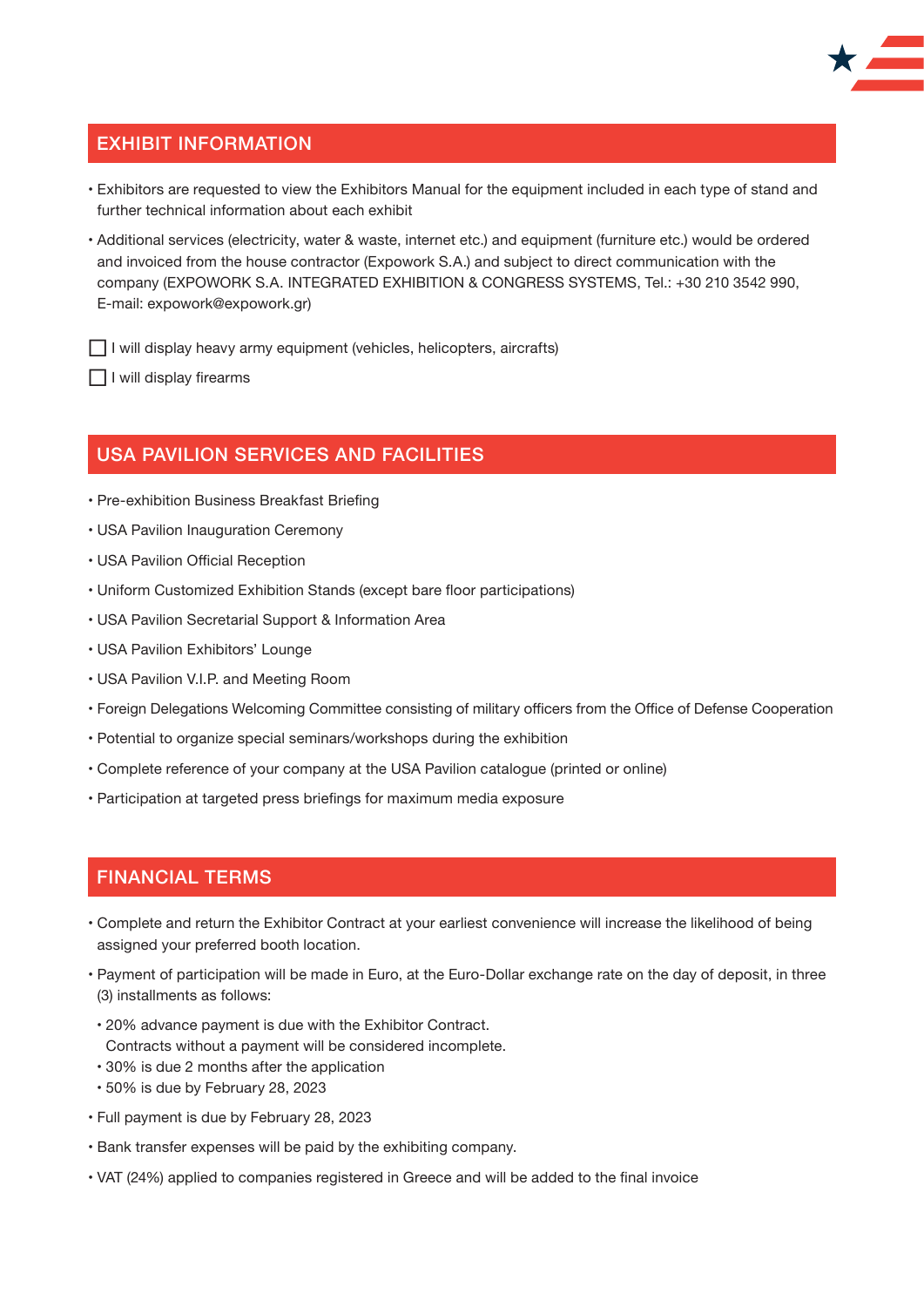## EXHIBIT INFORMATION

- Exhibitors are requested to view the Exhibitors Manual for the equipment included in each type of stand and further technical information about each exhibit
- Additional services (electricity, water & waste, internet etc.) and equipment (furniture etc.) would be ordered and invoiced from the house contractor (Expowork S.A.) and subject to direct communication with the company (EXPOWORK S.A. INTEGRATED EXHIBITION & CONGRESS SYSTEMS, Tel.: +30 210 3542 990, E-mail: expowork@expowork.gr)

☐ I will display heavy army equipment (vehicles, helicopters, aircrafts)

☐ I will display firearms

## USA PAVILION SERVICES AND FACILITIES

- Pre-exhibition Business Breakfast Briefing
- USA Pavilion Inauguration Ceremony
- USA Pavilion Official Reception
- Uniform Customized Exhibition Stands (except bare floor participations)
- USA Pavilion Secretarial Support & Information Area
- USA Pavilion Exhibitors' Lounge
- USA Pavilion V.I.P. and Meeting Room
- Foreign Delegations Welcoming Committee consisting of military officers from the Office of Defense Cooperation
- Potential to organize special seminars/workshops during the exhibition
- Complete reference of your company at the USA Pavilion catalogue (printed or online)
- Participation at targeted press briefings for maximum media exposure

## FINANCIAL TERMS

- Complete and return the Exhibitor Contract at your earliest convenience will increase the likelihood of being assigned your preferred booth location.
- Payment of participation will be made in Euro, at the Euro-Dollar exchange rate on the day of deposit, in three (3) installments as follows:
  - 20% advance payment is due with the Exhibitor Contract.
    Contracts without a payment will be considered incomplete.
  - 30% is due 2 months after the application
  - 50% is due by February 28, 2023
- Full payment is due by February 28, 2023
- Bank transfer expenses will be paid by the exhibiting company.
- VAT (24%) applied to companies registered in Greece and will be added to the final invoice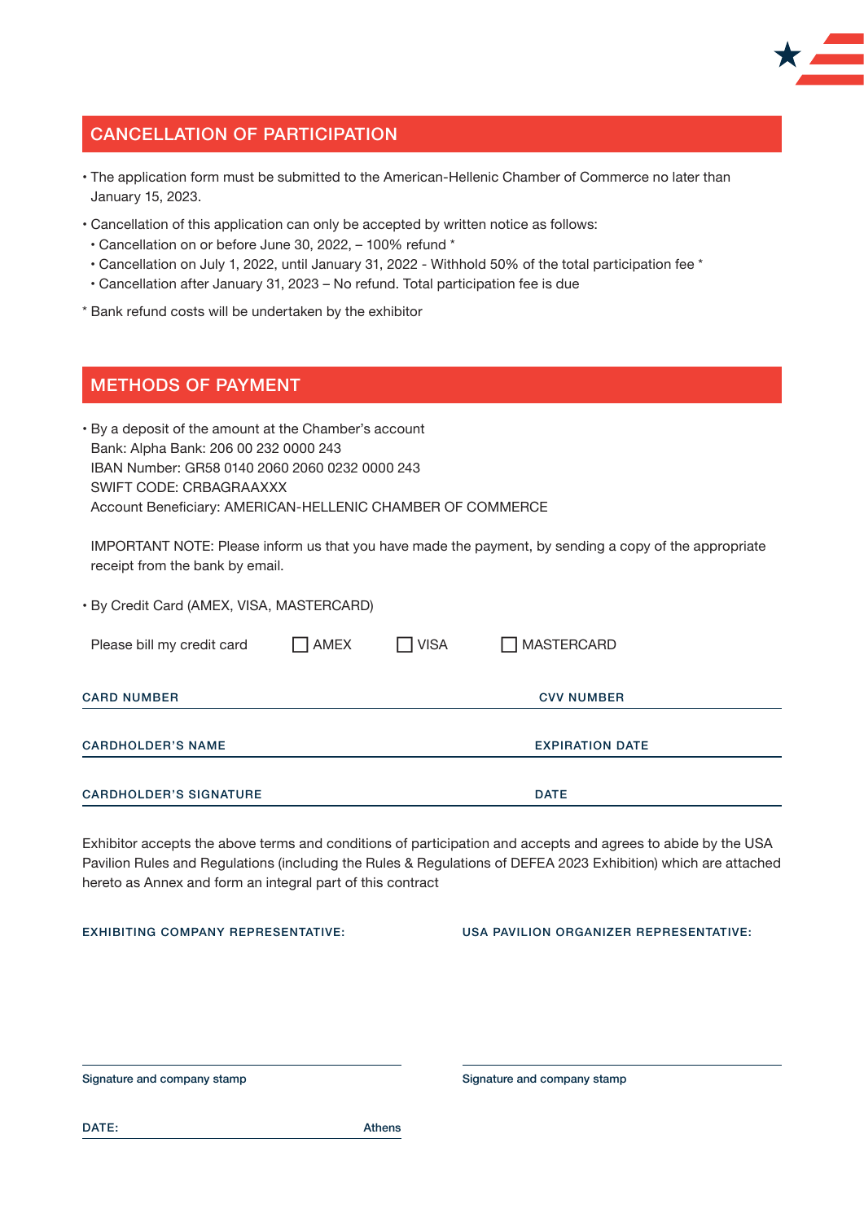## CANCELLATION OF PARTICIPATION

- The application form must be submitted to the American-Hellenic Chamber of Commerce no later than January 15, 2023.
- Cancellation of this application can only be accepted by written notice as follows:
  - Cancellation on or before June 30, 2022, – 100% refund *
  - Cancellation on July 1, 2022, until January 31, 2022 - Withhold 50% of the total participation fee *
  - Cancellation after January 31, 2023 – No refund. Total participation fee is due

* Bank refund costs will be undertaken by the exhibitor

## METHODS OF PAYMENT

- By a deposit of the amount at the Chamber's account
  Bank: Alpha Bank: 206 00 232 0000 243
  IBAN Number: GR58 0140 2060 2060 0232 0000 243
  SWIFT CODE: CRBAGRAAXXX
  Account Beneficiary: AMERICAN-HELLENIC CHAMBER OF COMMERCE

  IMPORTANT NOTE: Please inform us that you have made the payment, by sending a copy of the appropriate receipt from the bank by email.

- By Credit Card (AMEX, VISA, MASTERCARD)

Please bill my credit card ☐ AMEX ☐ VISA ☐ MASTERCARD

CARD NUMBER ____________________ CVV NUMBER ____________________

CARDHOLDER'S NAME ____________________ EXPIRATION DATE ____________________

CARDHOLDER'S SIGNATURE ____________________ DATE ____________________

Exhibitor accepts the above terms and conditions of participation and accepts and agrees to abide by the USA Pavilion Rules and Regulations (including the Rules & Regulations of DEFEA 2023 Exhibition) which are attached hereto as Annex and form an integral part of this contract

EXHIBITING COMPANY REPRESENTATIVE:

____________________
Signature and company stamp

DATE: ____________________ Athens

USA PAVILION ORGANIZER REPRESENTATIVE:

____________________
Signature and company stamp